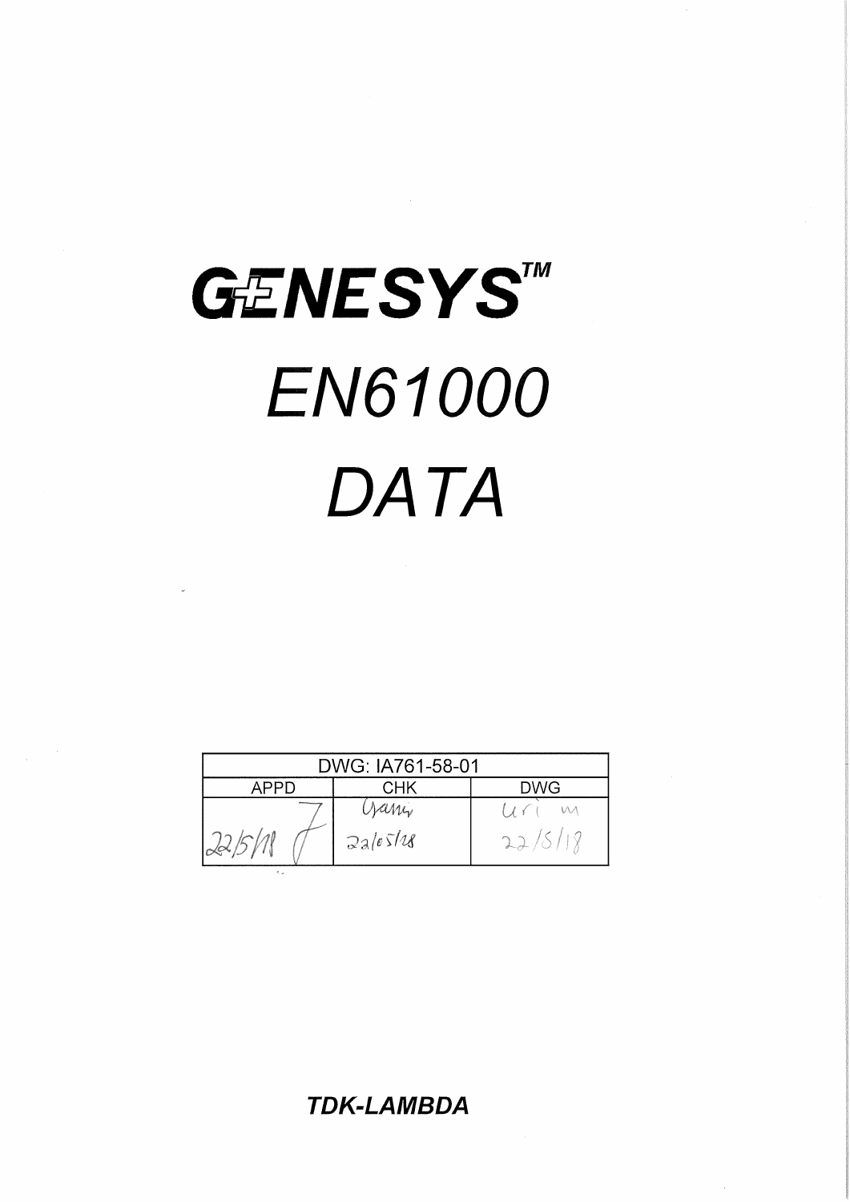# GENESYS™

# EN61000

# DATA

| DWG: IA761-58-01 | | |
|---|---|---|
| APPD | CHK | DWG |
| 22/5/18 | Yaniv 22/05/18 | Uri M 22/5/18 |

**TDK-LAMBDA**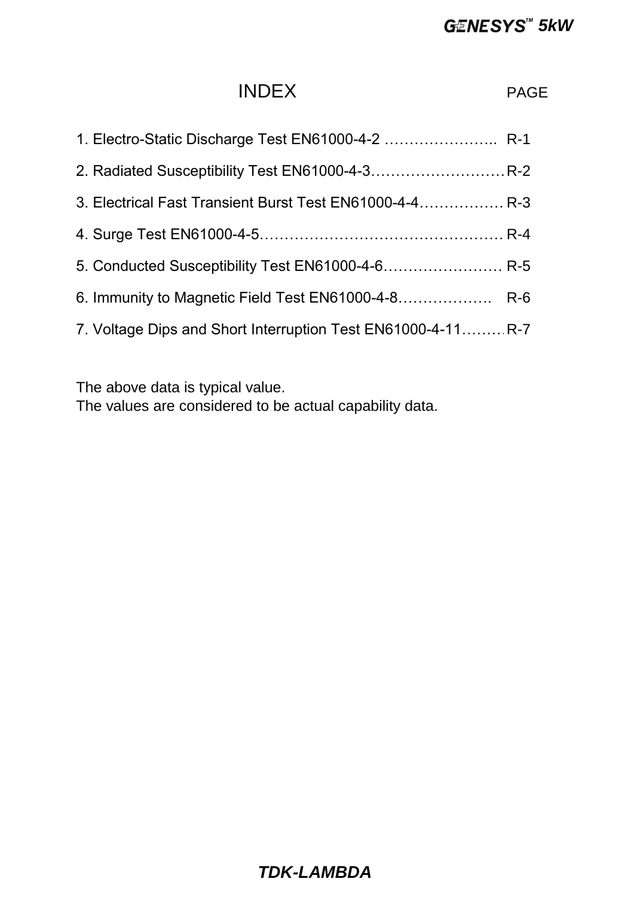# INDEX

| | PAGE |
|---|---|
| 1. Electro-Static Discharge Test EN61000-4-2 ………………….. | R-1 |
| 2. Radiated Susceptibility Test EN61000-4-3……………………… | R-2 |
| 3. Electrical Fast Transient Burst Test EN61000-4-4……………… | R-3 |
| 4. Surge Test EN61000-4-5………………………………………… | R-4 |
| 5. Conducted Susceptibility Test EN61000-4-6…………………… | R-5 |
| 6. Immunity to Magnetic Field Test EN61000-4-8………………. | R-6 |
| 7. Voltage Dips and Short Interruption Test EN61000-4-11……… | R-7 |

The above data is typical value.
The values are considered to be actual capability data.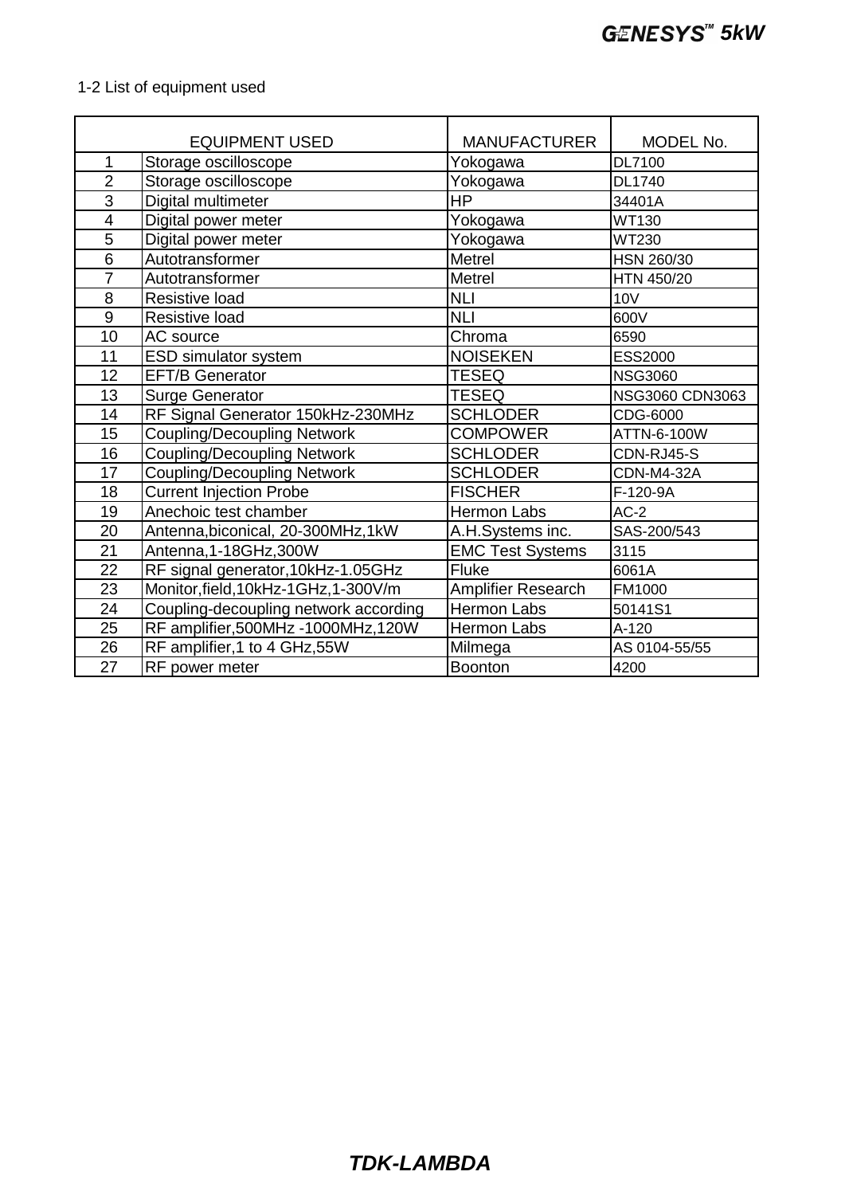1-2 List of equipment used

| | EQUIPMENT USED | MANUFACTURER | MODEL No. |
|---|---|---|---|
| 1 | Storage oscilloscope | Yokogawa | DL7100 |
| 2 | Storage oscilloscope | Yokogawa | DL1740 |
| 3 | Digital multimeter | HP | 34401A |
| 4 | Digital power meter | Yokogawa | WT130 |
| 5 | Digital power meter | Yokogawa | WT230 |
| 6 | Autotransformer | Metrel | HSN 260/30 |
| 7 | Autotransformer | Metrel | HTN 450/20 |
| 8 | Resistive load | NLI | 10V |
| 9 | Resistive load | NLI | 600V |
| 10 | AC source | Chroma | 6590 |
| 11 | ESD simulator system | NOISEKEN | ESS2000 |
| 12 | EFT/B Generator | TESEQ | NSG3060 |
| 13 | Surge Generator | TESEQ | NSG3060 CDN3063 |
| 14 | RF Signal Generator 150kHz-230MHz | SCHLODER | CDG-6000 |
| 15 | Coupling/Decoupling Network | COMPOWER | ATTN-6-100W |
| 16 | Coupling/Decoupling Network | SCHLODER | CDN-RJ45-S |
| 17 | Coupling/Decoupling Network | SCHLODER | CDN-M4-32A |
| 18 | Current Injection Probe | FISCHER | F-120-9A |
| 19 | Anechoic test chamber | Hermon Labs | AC-2 |
| 20 | Antenna,biconical, 20-300MHz,1kW | A.H.Systems inc. | SAS-200/543 |
| 21 | Antenna,1-18GHz,300W | EMC Test Systems | 3115 |
| 22 | RF signal generator,10kHz-1.05GHz | Fluke | 6061A |
| 23 | Monitor,field,10kHz-1GHz,1-300V/m | Amplifier Research | FM1000 |
| 24 | Coupling-decoupling network according | Hermon Labs | 50141S1 |
| 25 | RF amplifier,500MHz -1000MHz,120W | Hermon Labs | A-120 |
| 26 | RF amplifier,1 to 4 GHz,55W | Milmega | AS 0104-55/55 |
| 27 | RF power meter | Boonton | 4200 |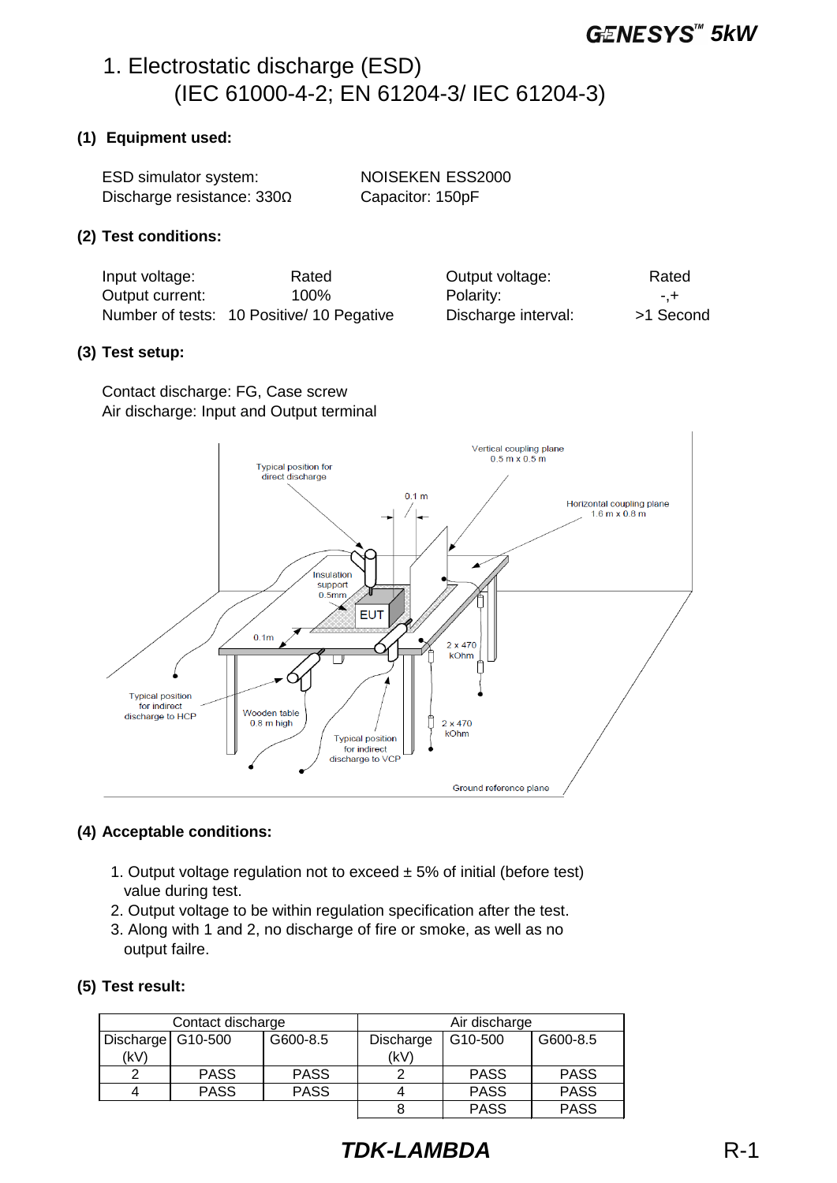# 1. Electrostatic discharge (ESD) (IEC 61000-4-2; EN 61204-3/ IEC 61204-3)

**(1) Equipment used:**

ESD simulator system: NOISEKEN ESS2000
Discharge resistance: 330Ω Capacitor: 150pF

**(2) Test conditions:**

| | | | |
|---|---|---|---|
| Input voltage: | Rated | Output voltage: | Rated |
| Output current: | 100% | Polarity: | -,+ |
| Number of tests: | 10 Positive/ 10 Pegative | Discharge interval: | >1 Second |

**(3) Test setup:**

Contact discharge: FG, Case screw
Air discharge: Input and Output terminal

Typical position for direct discharge
Vertical coupling plane 0.5 m x 0.5 m
0.1 m
Horizontal coupling plane 1.6 m x 0.8 m
Insulation support 0.5mm
EUT
0.1m
2 x 470 kOhm
Typical position for indirect discharge to HCP
Wooden table 0.8 m high
2 x 470 kOhm
Typical position for indirect discharge to VCP
Ground reference plane

**(4) Acceptable conditions:**

1. Output voltage regulation not to exceed ± 5% of initial (before test) value during test.
2. Output voltage to be within regulation specification after the test.
3. Along with 1 and 2, no discharge of fire or smoke, as well as no output failre.

**(5) Test result:**

| Contact discharge | | | Air discharge | | |
|---|---|---|---|---|---|
| Discharge (kV) | G10-500 | G600-8.5 | Discharge (kV) | G10-500 | G600-8.5 |
| 2 | PASS | PASS | 2 | PASS | PASS |
| 4 | PASS | PASS | 4 | PASS | PASS |
| | | | 8 | PASS | PASS |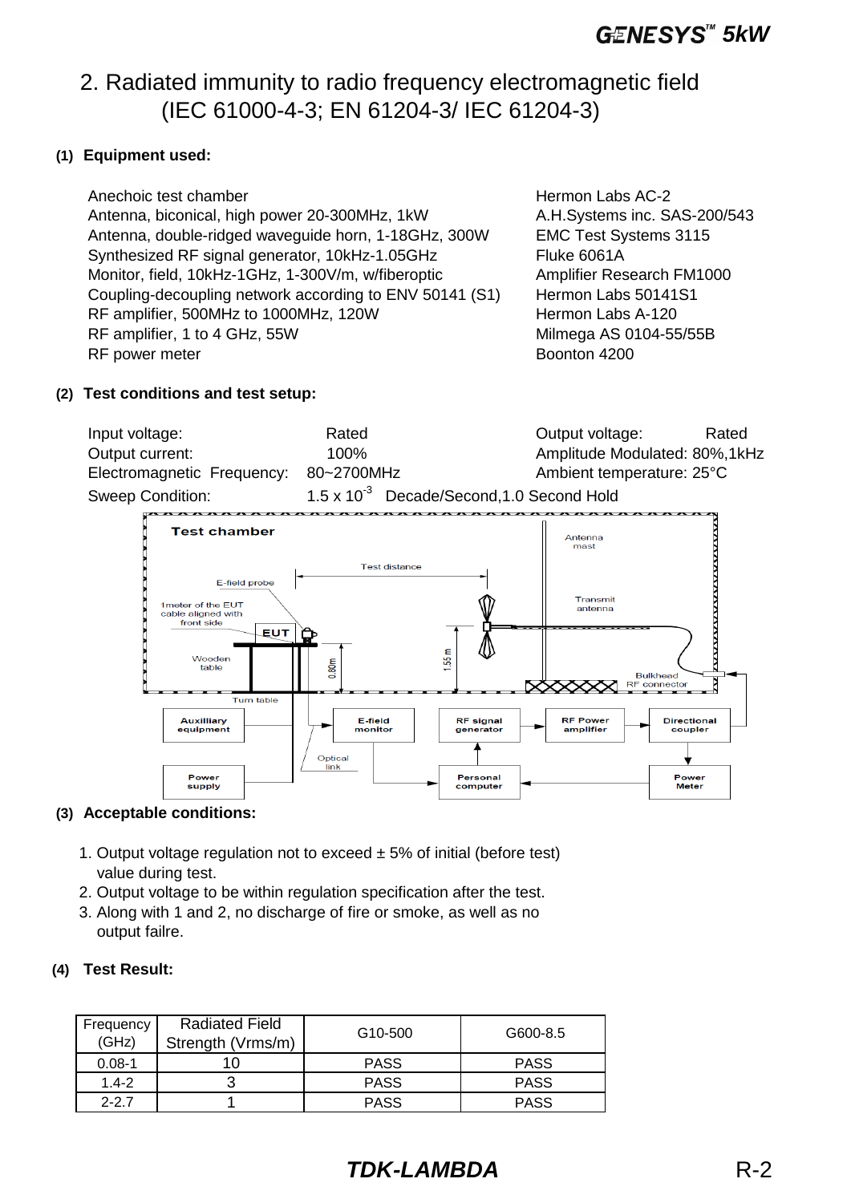## 2. Radiated immunity to radio frequency electromagnetic field (IEC 61000-4-3; EN 61204-3/ IEC 61204-3)

**(1) Equipment used:**

| | |
|---|---|
| Anechoic test chamber | Hermon Labs AC-2 |
| Antenna, biconical, high power 20-300MHz, 1kW | A.H.Systems inc. SAS-200/543 |
| Antenna, double-ridged waveguide horn, 1-18GHz, 300W | EMC Test Systems 3115 |
| Synthesized RF signal generator, 10kHz-1.05GHz | Fluke 6061A |
| Monitor, field, 10kHz-1GHz, 1-300V/m, w/fiberoptic | Amplifier Research FM1000 |
| Coupling-decoupling network according to ENV 50141 (S1) | Hermon Labs 50141S1 |
| RF amplifier, 500MHz to 1000MHz, 120W | Hermon Labs A-120 |
| RF amplifier, 1 to 4 GHz, 55W | Milmega AS 0104-55/55B |
| RF power meter | Boonton 4200 |

**(2) Test conditions and test setup:**

Input voltage: Rated
Output current: 100%
Electromagnetic Frequency: 80~2700MHz
Sweep Condition: $1.5 \times 10^{-3}$ Decade/Second,1.0 Second Hold

Output voltage: Rated
Amplitude Modulated: 80%,1kHz
Ambient temperature: 25°C

**(3) Acceptable conditions:**

1. Output voltage regulation not to exceed ± 5% of initial (before test) value during test.
2. Output voltage to be within regulation specification after the test.
3. Along with 1 and 2, no discharge of fire or smoke, as well as no output failre.

**(4) Test Result:**

| Frequency (GHz) | Radiated Field Strength (Vrms/m) | G10-500 | G600-8.5 |
|---|---|---|---|
| 0.08-1 | 10 | PASS | PASS |
| 1.4-2 | 3 | PASS | PASS |
| 2-2.7 | 1 | PASS | PASS |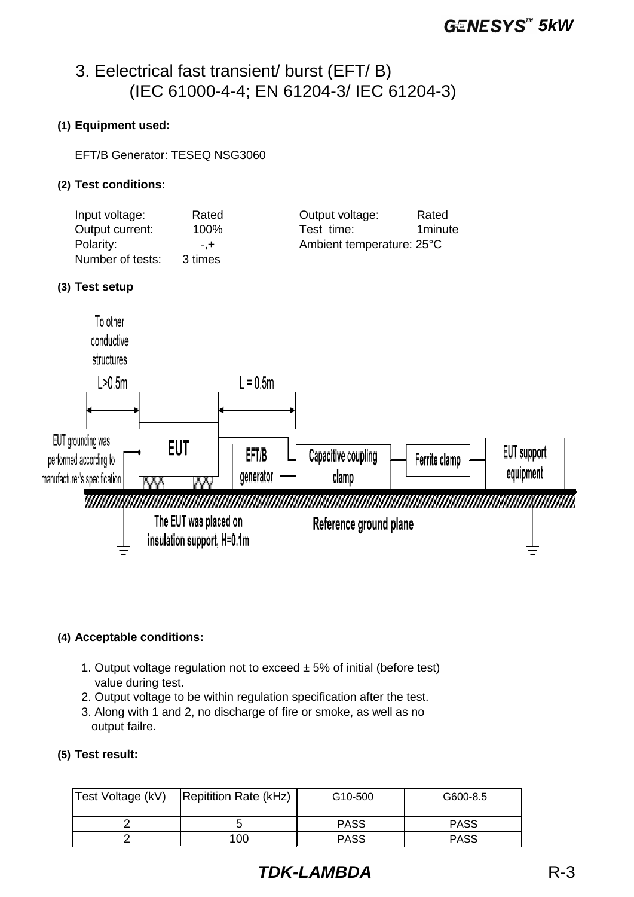# 3. Eelectrical fast transient/ burst (EFT/ B)
## (IEC 61000-4-4; EN 61204-3/ IEC 61204-3)

**(1) Equipment used:**

EFT/B Generator: TESEQ NSG3060

**(2) Test conditions:**

| | | | |
|---|---|---|---|
| Input voltage: | Rated | Output voltage: | Rated |
| Output current: | 100% | Test time: | 1minute |
| Polarity: | -,+ | Ambient temperature: | 25°C |
| Number of tests: | 3 times | | |

**(3) Test setup**

To other conductive structures

L>0.5m

L = 0.5m

EUT grounding was performed according to manufacturer's specification

EUT

EFT/B generator

Capacitive coupling clamp

Ferrite clamp

EUT support equipment

The EUT was placed on insulation support, H=0.1m

Reference ground plane

**(4) Acceptable conditions:**

1. Output voltage regulation not to exceed ± 5% of initial (before test) value during test.
2. Output voltage to be within regulation specification after the test.
3. Along with 1 and 2, no discharge of fire or smoke, as well as no output failre.

**(5) Test result:**

| Test Voltage (kV) | Repitition Rate (kHz) | G10-500 | G600-8.5 |
|---|---|---|---|
| 2 | 5 | PASS | PASS |
| 2 | 100 | PASS | PASS |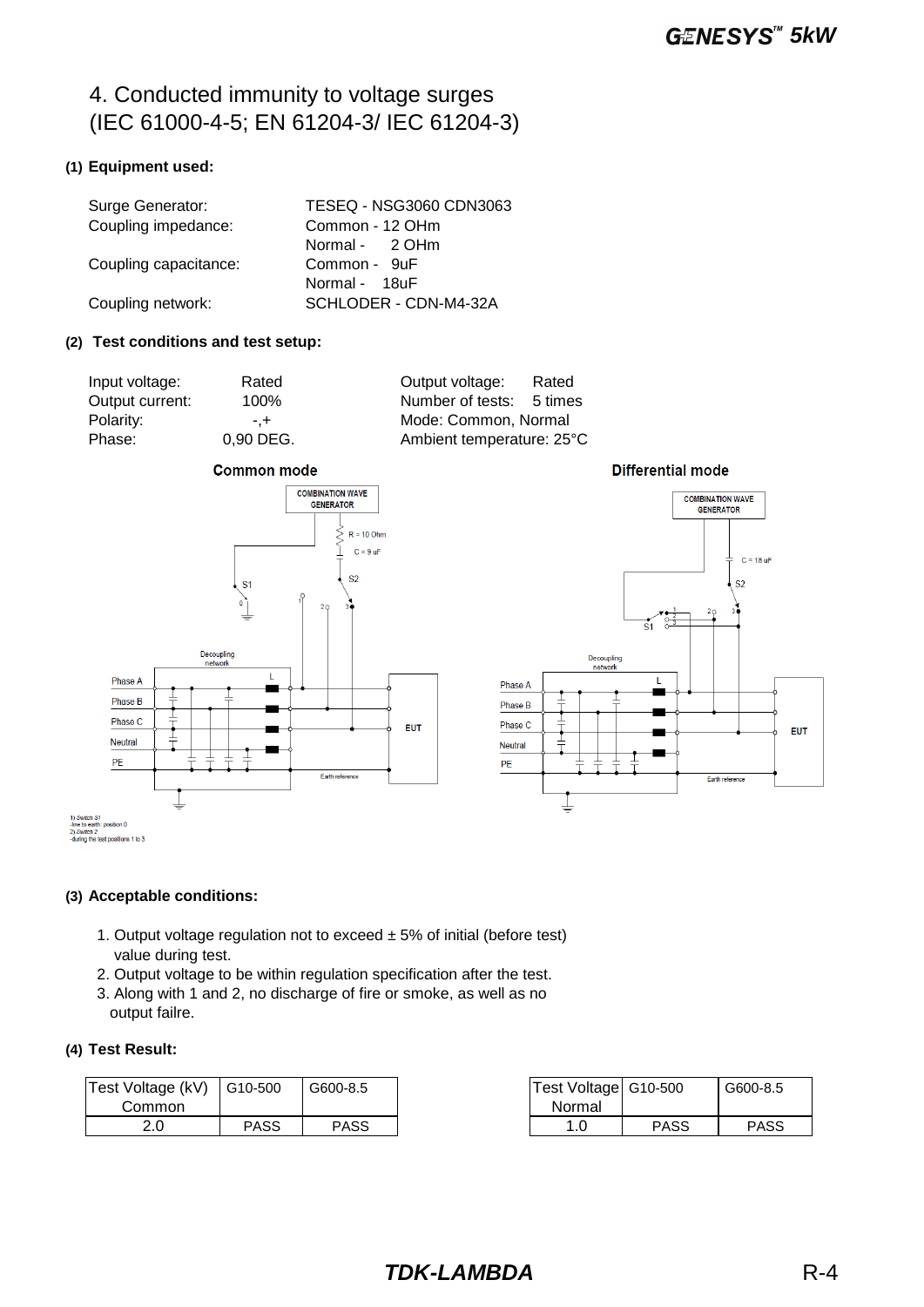# 4. Conducted immunity to voltage surges (IEC 61000-4-5; EN 61204-3/ IEC 61204-3)

**(1) Equipment used:**

| | |
|---|---|
| Surge Generator: | TESEQ - NSG3060 CDN3063 |
| Coupling impedance: | Common - 12 OHm |
| | Normal - 2 OHm |
| Coupling capacitance: | Common - 9uF |
| | Normal - 18uF |
| Coupling network: | SCHLODER - CDN-M4-32A |

**(2) Test conditions and test setup:**

| | | | |
|---|---|---|---|
| Input voltage: | Rated | Output voltage: | Rated |
| Output current: | 100% | Number of tests: | 5 times |
| Polarity: | -,+ | Mode: Common, Normal | |
| Phase: | 0,90 DEG. | Ambient temperature: 25°C | |

**Common mode**

COMBINATION WAVE GENERATOR, R = 10 Ohm, C = 9 uF, S1, S2, 0, 1, 2, 3, Decoupling network, L, Phase A, Phase B, Phase C, Neutral, PE, EUT, Earth reference

**Differential mode**

COMBINATION WAVE GENERATOR, C = 18 uF, S2, S1, 1, 2, 3, Decoupling network, L, Phase A, Phase B, Phase C, Neutral, PE, EUT, Earth reference

1) Switch S1
-line to earth: position 0
2) Switch 2
-during the test positions 1 to 3

**(3) Acceptable conditions:**

1. Output voltage regulation not to exceed ± 5% of initial (before test) value during test.
2. Output voltage to be within regulation specification after the test.
3. Along with 1 and 2, no discharge of fire or smoke, as well as no output failre.

**(4) Test Result:**

| Test Voltage (kV) Common | G10-500 | G600-8.5 |
|---|---|---|
| 2.0 | PASS | PASS |

| Test Voltage Normal | G10-500 | G600-8.5 |
|---|---|---|
| 1.0 | PASS | PASS |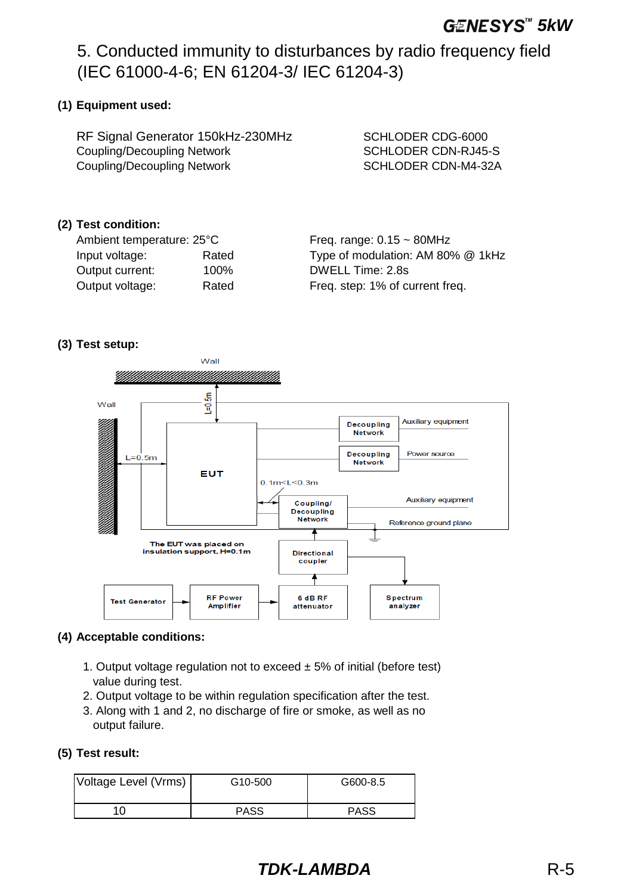# 5. Conducted immunity to disturbances by radio frequency field (IEC 61000-4-6; EN 61204-3/ IEC 61204-3)

**(1) Equipment used:**

| | |
|---|---|
| RF Signal Generator 150kHz-230MHz | SCHLODER CDG-6000 |
| Coupling/Decoupling Network | SCHLODER CDN-RJ45-S |
| Coupling/Decoupling Network | SCHLODER CDN-M4-32A |

**(2) Test condition:**

| | | |
|---|---|---|
| Ambient temperature: 25°C | | Freq. range: 0.15 ~ 80MHz |
| Input voltage: | Rated | Type of modulation: AM 80% @ 1kHz |
| Output current: | 100% | DWELL Time: 2.8s |
| Output voltage: | Rated | Freq. step: 1% of current freq. |

**(3) Test setup:**

Wall

Wall

L=0.5m

L=0.5m

EUT

0.1m<L<0.3m

Decoupling Network — Auxiliary equipment

Decoupling Network — Power source

Coupling/ Decoupling Network — Auxiliary equipment

Reference ground plane

The EUT was placed on insulation support, H=0.1m

Directional coupler

Test Generator → RF Power Amplifier → 6 dB RF attenuator → Spectrum analyzer

**(4) Acceptable conditions:**

1. Output voltage regulation not to exceed ± 5% of initial (before test) value during test.
2. Output voltage to be within regulation specification after the test.
3. Along with 1 and 2, no discharge of fire or smoke, as well as no output failure.

**(5) Test result:**

| Voltage Level (Vrms) | G10-500 | G600-8.5 |
|---|---|---|
| 10 | PASS | PASS |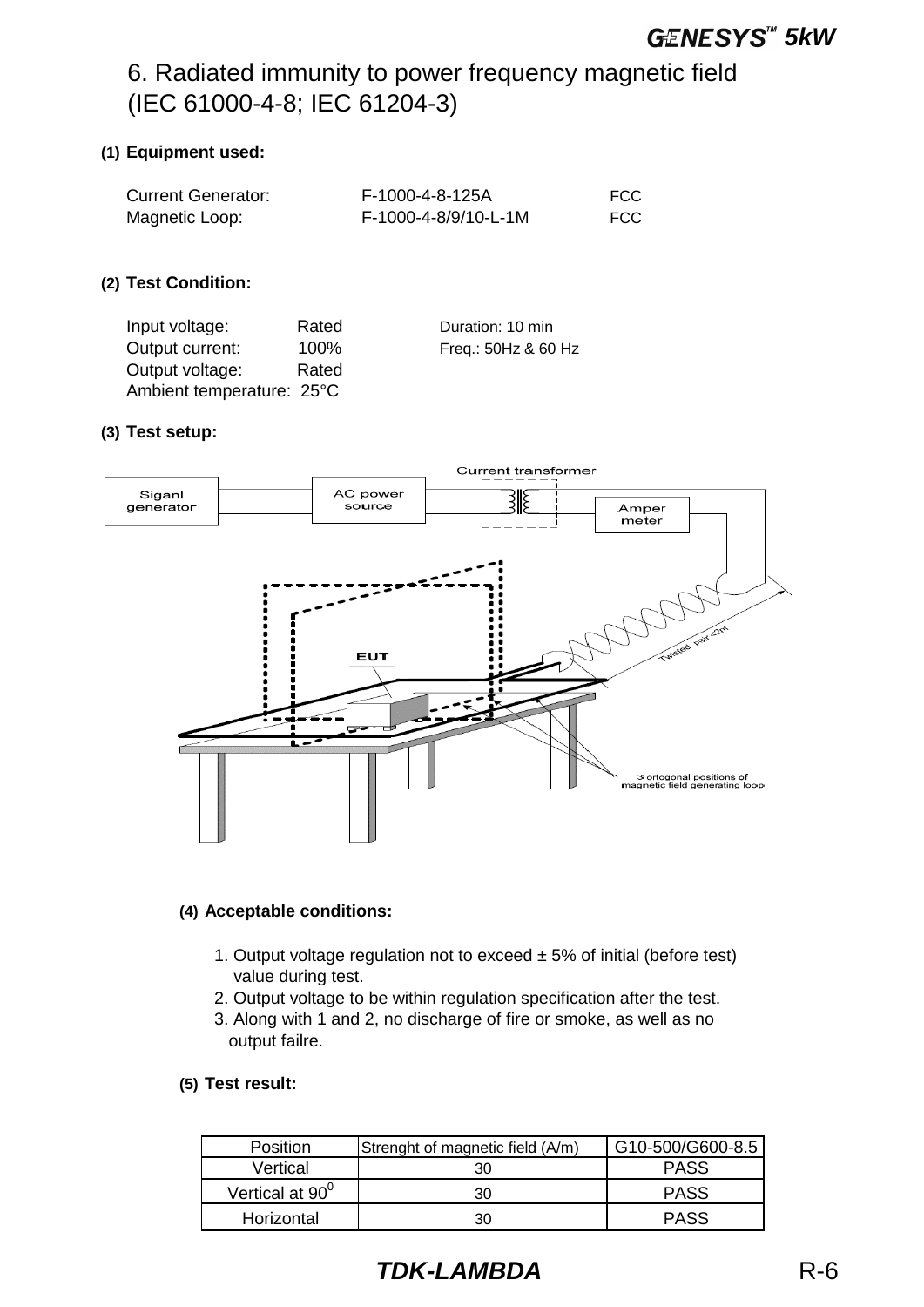# 6. Radiated immunity to power frequency magnetic field (IEC 61000-4-8; IEC 61204-3)

**(1) Equipment used:**

Current Generator: F-1000-4-8-125A FCC
Magnetic Loop: F-1000-4-8/9/10-L-1M FCC

**(2) Test Condition:**

Input voltage: Rated
Output current: 100%
Output voltage: Rated
Ambient temperature: 25°C

Duration: 10 min
Freq.: 50Hz & 60 Hz

**(3) Test setup:**

Siganl generator — AC power source — Current transformer — Amper meter

EUT

Twisted pair <2m

3 ortogonal positions of magnetic field generating loop

**(4) Acceptable conditions:**

1. Output voltage regulation not to exceed ± 5% of initial (before test) value during test.
2. Output voltage to be within regulation specification after the test.
3. Along with 1 and 2, no discharge of fire or smoke, as well as no output failre.

**(5) Test result:**

| Position | Strenght of magnetic field (A/m) | G10-500/G600-8.5 |
|---|---|---|
| Vertical | 30 | PASS |
| Vertical at $90^0$ | 30 | PASS |
| Horizontal | 30 | PASS |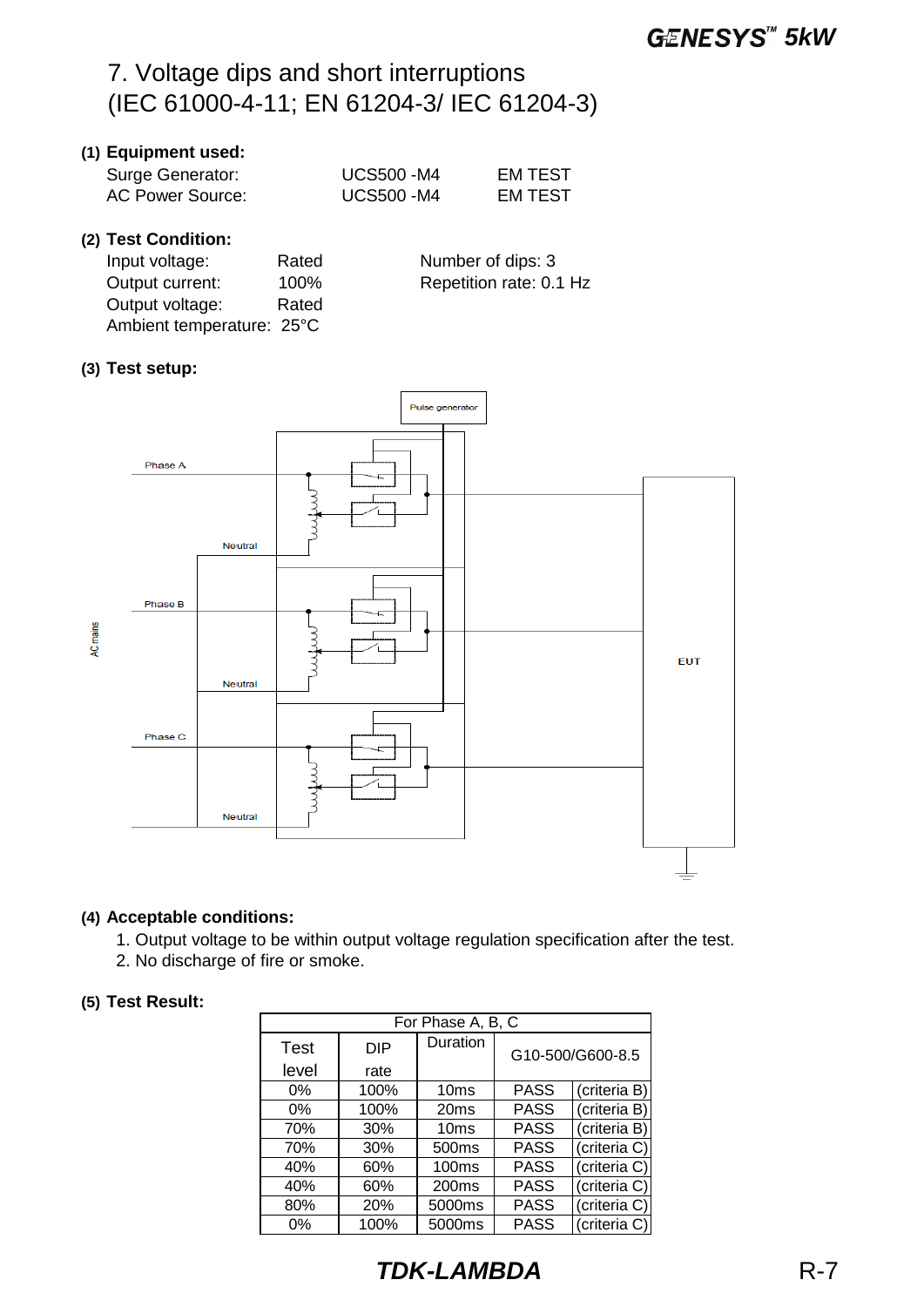# 7. Voltage dips and short interruptions (IEC 61000-4-11; EN 61204-3/ IEC 61204-3)

**(1) Equipment used:**

Surge Generator: UCS500 -M4 EM TEST
AC Power Source: UCS500 -M4 EM TEST

**(2) Test Condition:**

Input voltage: Rated
Output current: 100%
Output voltage: Rated
Ambient temperature: 25°C

Number of dips: 3
Repetition rate: 0.1 Hz

**(3) Test setup:**

Pulse generator
Phase A
Neutral
Phase B
Neutral
Phase C
Neutral
AC mains
EUT

**(4) Acceptable conditions:**

1. Output voltage to be within output voltage regulation specification after the test.
2. No discharge of fire or smoke.

**(5) Test Result:**

| For Phase A, B, C | | | | |
|---|---|---|---|---|
| Test level | DIP rate | Duration | G10-500/G600-8.5 | |
| 0% | 100% | 10ms | PASS | (criteria B) |
| 0% | 100% | 20ms | PASS | (criteria B) |
| 70% | 30% | 10ms | PASS | (criteria B) |
| 70% | 30% | 500ms | PASS | (criteria C) |
| 40% | 60% | 100ms | PASS | (criteria C) |
| 40% | 60% | 200ms | PASS | (criteria C) |
| 80% | 20% | 5000ms | PASS | (criteria C) |
| 0% | 100% | 5000ms | PASS | (criteria C) |